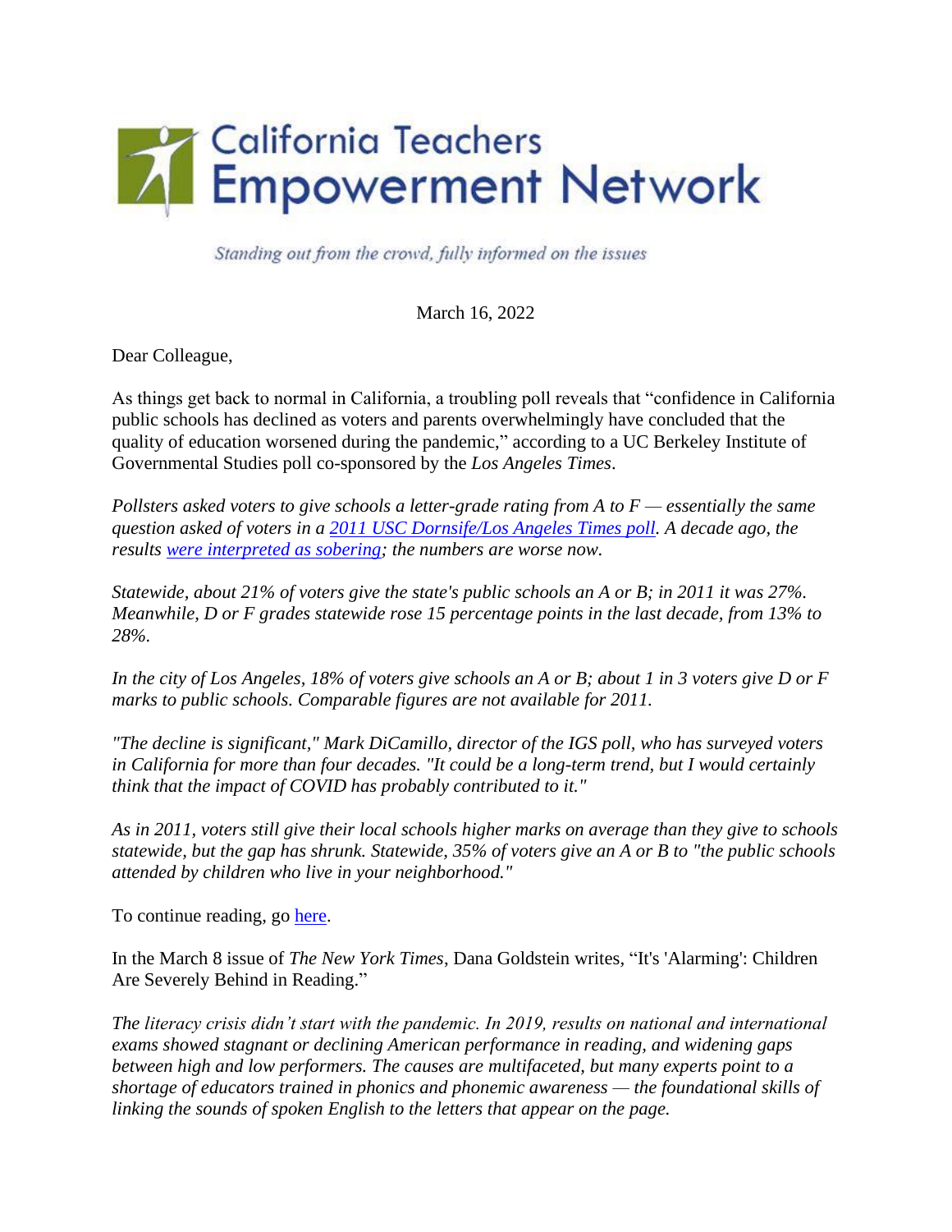# California Teachers Empowerment Network

*Standing out from the crowd, fully informed on the issues*

March 16, 2022

Dear Colleague,

As things get back to normal in California, a troubling poll reveals that "confidence in California public schools has declined as voters and parents overwhelmingly have concluded that the quality of education worsened during the pandemic," according to a UC Berkeley Institute of Governmental Studies poll co-sponsored by the *Los Angeles Times*.

*Pollsters asked voters to give schools a letter-grade rating from A to F — essentially the same question asked of voters in a [2011 USC Dornsife/Los Angeles Times poll](). A decade ago, the results [were interpreted as sobering](); the numbers are worse now.*

*Statewide, about 21% of voters give the state's public schools an A or B; in 2011 it was 27%. Meanwhile, D or F grades statewide rose 15 percentage points in the last decade, from 13% to 28%.*

*In the city of Los Angeles, 18% of voters give schools an A or B; about 1 in 3 voters give D or F marks to public schools. Comparable figures are not available for 2011.*

*"The decline is significant," Mark DiCamillo, director of the IGS poll, who has surveyed voters in California for more than four decades. "It could be a long-term trend, but I would certainly think that the impact of COVID has probably contributed to it."*

*As in 2011, voters still give their local schools higher marks on average than they give to schools statewide, but the gap has shrunk. Statewide, 35% of voters give an A or B to "the public schools attended by children who live in your neighborhood."*

To continue reading, go [here]().

In the March 8 issue of *The New York Times*, Dana Goldstein writes, "It's 'Alarming': Children Are Severely Behind in Reading."

*The literacy crisis didn't start with the pandemic. In 2019, results on national and international exams showed stagnant or declining American performance in reading, and widening gaps between high and low performers. The causes are multifaceted, but many experts point to a shortage of educators trained in phonics and phonemic awareness — the foundational skills of linking the sounds of spoken English to the letters that appear on the page.*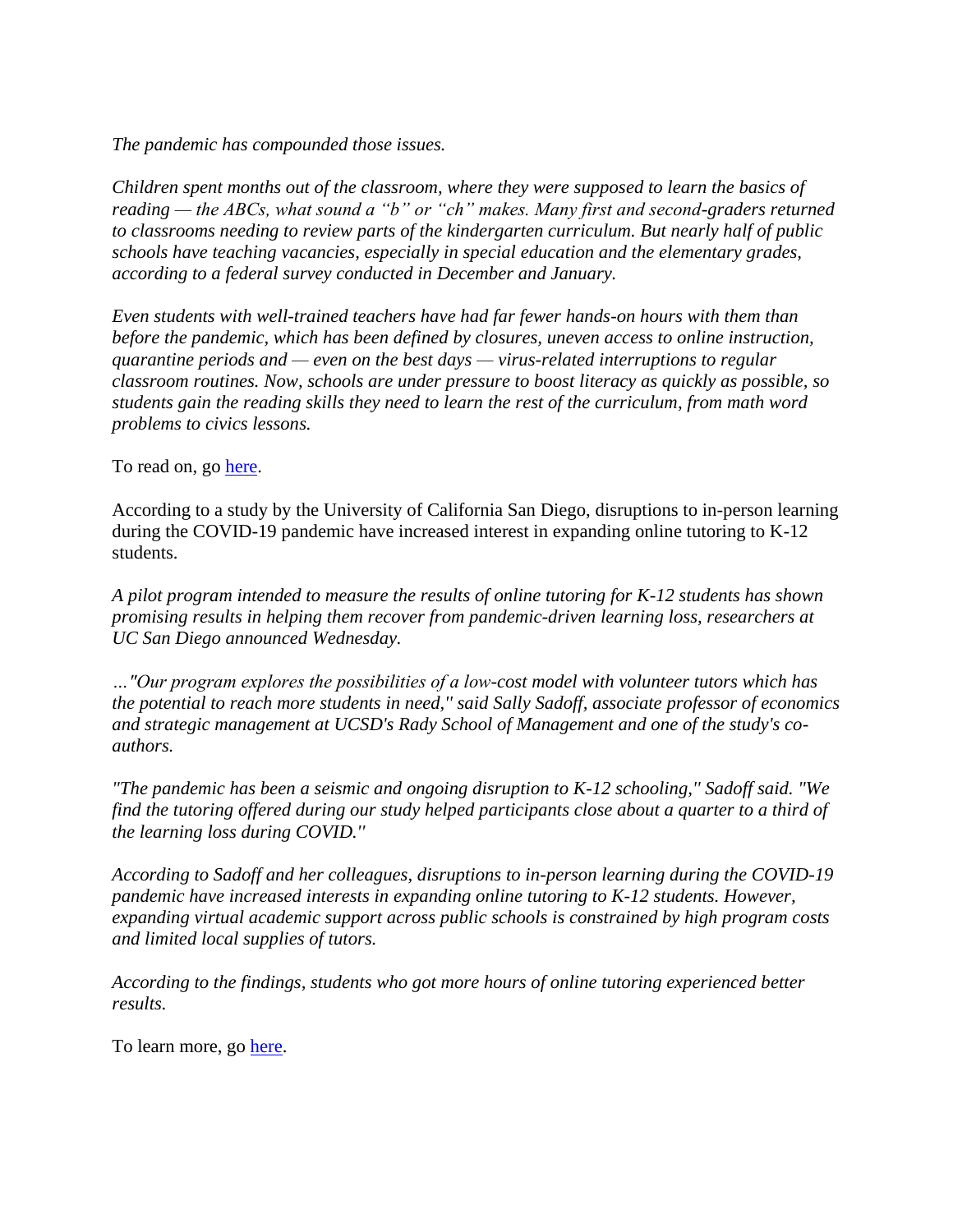*The pandemic has compounded those issues.*

*Children spent months out of the classroom, where they were supposed to learn the basics of reading — the ABCs, what sound a "b" or "ch" makes. Many first and second-graders returned to classrooms needing to review parts of the kindergarten curriculum. But nearly half of public schools have teaching vacancies, especially in special education and the elementary grades, according to a federal survey conducted in December and January.*

*Even students with well-trained teachers have had far fewer hands-on hours with them than before the pandemic, which has been defined by closures, uneven access to online instruction, quarantine periods and — even on the best days — virus-related interruptions to regular classroom routines. Now, schools are under pressure to boost literacy as quickly as possible, so students gain the reading skills they need to learn the rest of the curriculum, from math word problems to civics lessons.*

To read on, go here.

According to a study by the University of California San Diego, disruptions to in-person learning during the COVID-19 pandemic have increased interest in expanding online tutoring to K-12 students.

*A pilot program intended to measure the results of online tutoring for K-12 students has shown promising results in helping them recover from pandemic-driven learning loss, researchers at UC San Diego announced Wednesday.*

*…"Our program explores the possibilities of a low-cost model with volunteer tutors which has the potential to reach more students in need," said Sally Sadoff, associate professor of economics and strategic management at UCSD's Rady School of Management and one of the study's co-authors.*

*"The pandemic has been a seismic and ongoing disruption to K-12 schooling," Sadoff said. "We find the tutoring offered during our study helped participants close about a quarter to a third of the learning loss during COVID."*

*According to Sadoff and her colleagues, disruptions to in-person learning during the COVID-19 pandemic have increased interests in expanding online tutoring to K-12 students. However, expanding virtual academic support across public schools is constrained by high program costs and limited local supplies of tutors.*

*According to the findings, students who got more hours of online tutoring experienced better results.*

To learn more, go here.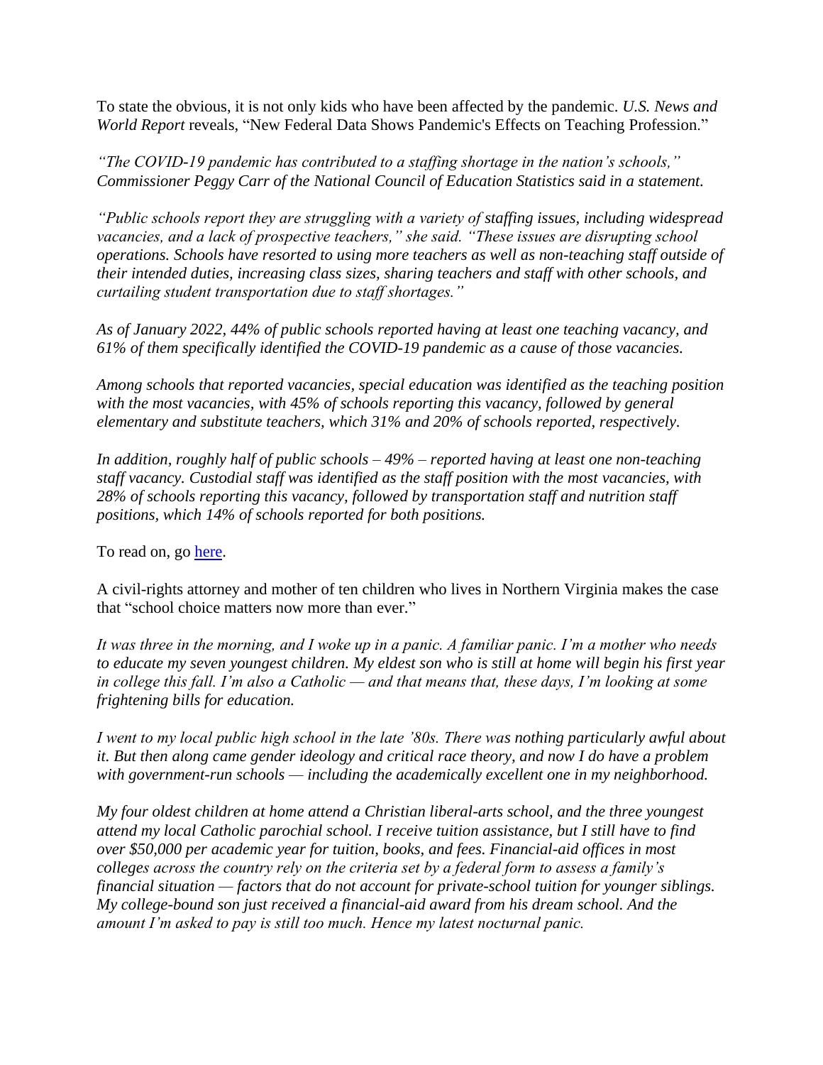To state the obvious, it is not only kids who have been affected by the pandemic. *U.S. News and World Report* reveals, "New Federal Data Shows Pandemic's Effects on Teaching Profession."

*"The COVID-19 pandemic has contributed to a staffing shortage in the nation's schools," Commissioner Peggy Carr of the National Council of Education Statistics said in a statement.*

*"Public schools report they are struggling with a variety of staffing issues, including widespread vacancies, and a lack of prospective teachers," she said. "These issues are disrupting school operations. Schools have resorted to using more teachers as well as non-teaching staff outside of their intended duties, increasing class sizes, sharing teachers and staff with other schools, and curtailing student transportation due to staff shortages."*

*As of January 2022, 44% of public schools reported having at least one teaching vacancy, and 61% of them specifically identified the COVID-19 pandemic as a cause of those vacancies.*

*Among schools that reported vacancies, special education was identified as the teaching position with the most vacancies, with 45% of schools reporting this vacancy, followed by general elementary and substitute teachers, which 31% and 20% of schools reported, respectively.*

*In addition, roughly half of public schools – 49% – reported having at least one non-teaching staff vacancy. Custodial staff was identified as the staff position with the most vacancies, with 28% of schools reporting this vacancy, followed by transportation staff and nutrition staff positions, which 14% of schools reported for both positions.*

To read on, go [here](#).

A civil-rights attorney and mother of ten children who lives in Northern Virginia makes the case that "school choice matters now more than ever."

*It was three in the morning, and I woke up in a panic. A familiar panic. I'm a mother who needs to educate my seven youngest children. My eldest son who is still at home will begin his first year in college this fall. I'm also a Catholic — and that means that, these days, I'm looking at some frightening bills for education.*

*I went to my local public high school in the late '80s. There was nothing particularly awful about it. But then along came gender ideology and critical race theory, and now I do have a problem with government-run schools — including the academically excellent one in my neighborhood.*

*My four oldest children at home attend a Christian liberal-arts school, and the three youngest attend my local Catholic parochial school. I receive tuition assistance, but I still have to find over $50,000 per academic year for tuition, books, and fees. Financial-aid offices in most colleges across the country rely on the criteria set by a federal form to assess a family's financial situation — factors that do not account for private-school tuition for younger siblings. My college-bound son just received a financial-aid award from his dream school. And the amount I'm asked to pay is still too much. Hence my latest nocturnal panic.*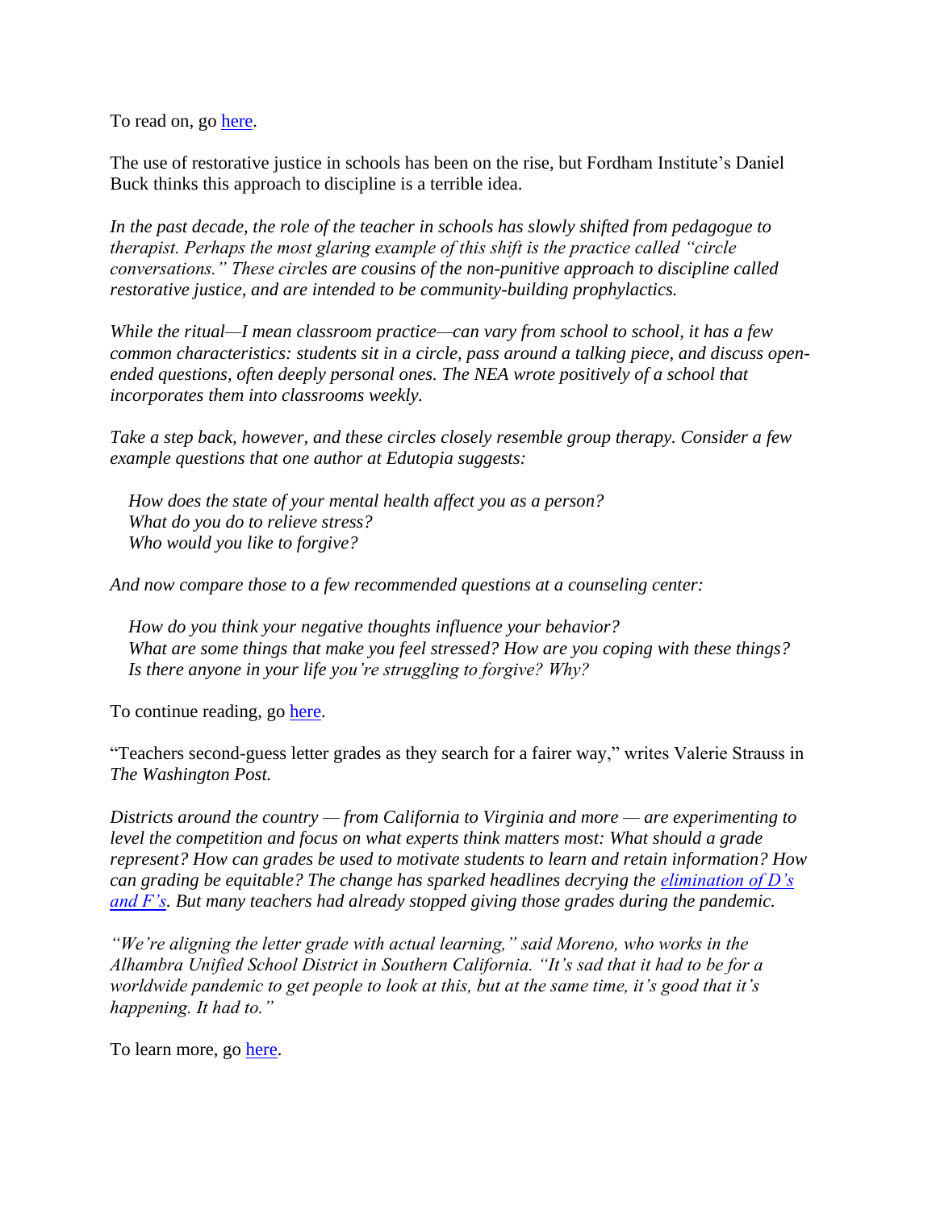To read on, go [here](#).

The use of restorative justice in schools has been on the rise, but Fordham Institute's Daniel Buck thinks this approach to discipline is a terrible idea.

*In the past decade, the role of the teacher in schools has slowly shifted from pedagogue to therapist. Perhaps the most glaring example of this shift is the practice called "circle conversations." These circles are cousins of the non-punitive approach to discipline called restorative justice, and are intended to be community-building prophylactics.*

*While the ritual—I mean classroom practice—can vary from school to school, it has a few common characteristics: students sit in a circle, pass around a talking piece, and discuss open-ended questions, often deeply personal ones. The NEA wrote positively of a school that incorporates them into classrooms weekly.*

*Take a step back, however, and these circles closely resemble group therapy. Consider a few example questions that one author at Edutopia suggests:*

> *How does the state of your mental health affect you as a person?*
> *What do you do to relieve stress?*
> *Who would you like to forgive?*

*And now compare those to a few recommended questions at a counseling center:*

> *How do you think your negative thoughts influence your behavior?*
> *What are some things that make you feel stressed? How are you coping with these things?*
> *Is there anyone in your life you're struggling to forgive? Why?*

To continue reading, go [here](#).

"Teachers second-guess letter grades as they search for a fairer way," writes Valerie Strauss in *The Washington Post.*

*Districts around the country — from California to Virginia and more — are experimenting to level the competition and focus on what experts think matters most: What should a grade represent? How can grades be used to motivate students to learn and retain information? How can grading be equitable? The change has sparked headlines decrying the [elimination of D's and F's](#). But many teachers had already stopped giving those grades during the pandemic.*

*"We're aligning the letter grade with actual learning," said Moreno, who works in the Alhambra Unified School District in Southern California. "It's sad that it had to be for a worldwide pandemic to get people to look at this, but at the same time, it's good that it's happening. It had to."*

To learn more, go [here](#).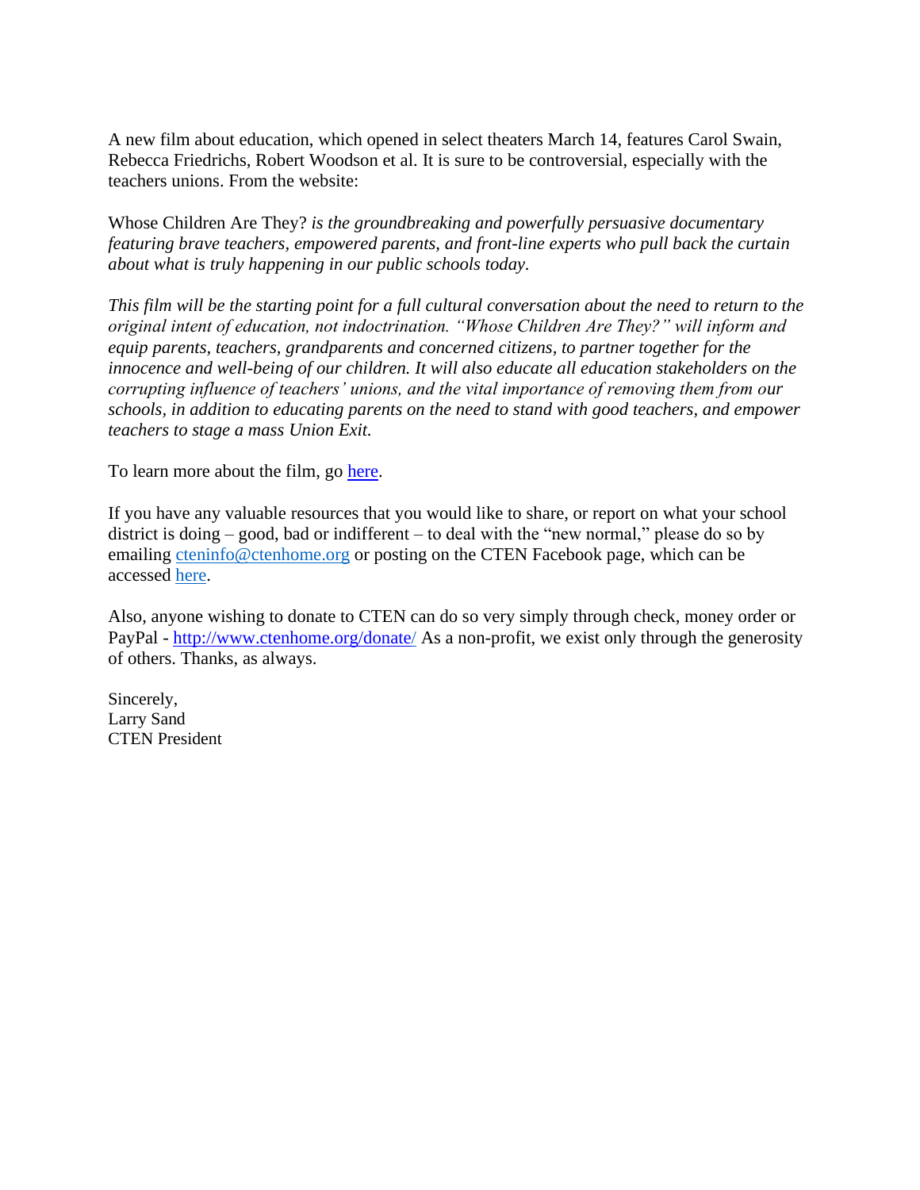A new film about education, which opened in select theaters March 14, features Carol Swain, Rebecca Friedrichs, Robert Woodson et al. It is sure to be controversial, especially with the teachers unions. From the website:

Whose Children Are They? *is the groundbreaking and powerfully persuasive documentary featuring brave teachers, empowered parents, and front-line experts who pull back the curtain about what is truly happening in our public schools today.*

*This film will be the starting point for a full cultural conversation about the need to return to the original intent of education, not indoctrination. "Whose Children Are They?" will inform and equip parents, teachers, grandparents and concerned citizens, to partner together for the innocence and well-being of our children. It will also educate all education stakeholders on the corrupting influence of teachers' unions, and the vital importance of removing them from our schools, in addition to educating parents on the need to stand with good teachers, and empower teachers to stage a mass Union Exit.*

To learn more about the film, go here.

If you have any valuable resources that you would like to share, or report on what your school district is doing – good, bad or indifferent – to deal with the "new normal," please do so by emailing cteninfo@ctenhome.org or posting on the CTEN Facebook page, which can be accessed here.

Also, anyone wishing to donate to CTEN can do so very simply through check, money order or PayPal - http://www.ctenhome.org/donate/ As a non-profit, we exist only through the generosity of others. Thanks, as always.

Sincerely,
Larry Sand
CTEN President